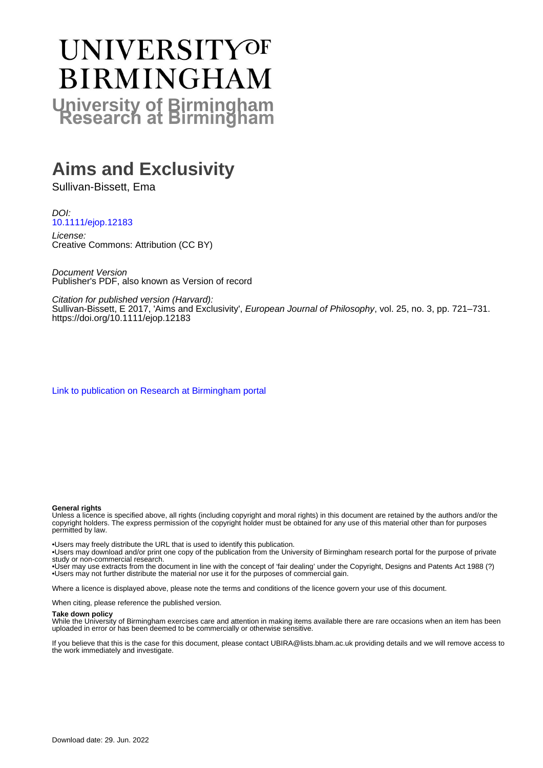# UNIVERSITY OF BIRMINGHAM

## University of Birmingham Research at Birmingham

# Aims and Exclusivity

Sullivan-Bissett, Ema

*DOI:*
10.1111/ejop.12183

*License:*
Creative Commons: Attribution (CC BY)

*Document Version*
Publisher's PDF, also known as Version of record

*Citation for published version (Harvard):*
Sullivan-Bissett, E 2017, 'Aims and Exclusivity', *European Journal of Philosophy*, vol. 25, no. 3, pp. 721–731. https://doi.org/10.1111/ejop.12183

Link to publication on Research at Birmingham portal

**General rights**
Unless a licence is specified above, all rights (including copyright and moral rights) in this document are retained by the authors and/or the copyright holders. The express permission of the copyright holder must be obtained for any use of this material other than for purposes permitted by law.

•Users may freely distribute the URL that is used to identify this publication.
•Users may download and/or print one copy of the publication from the University of Birmingham research portal for the purpose of private study or non-commercial research.
•User may use extracts from the document in line with the concept of 'fair dealing' under the Copyright, Designs and Patents Act 1988 (?)
•Users may not further distribute the material nor use it for the purposes of commercial gain.

Where a licence is displayed above, please note the terms and conditions of the licence govern your use of this document.

When citing, please reference the published version.

**Take down policy**
While the University of Birmingham exercises care and attention in making items available there are rare occasions when an item has been uploaded in error or has been deemed to be commercially or otherwise sensitive.

If you believe that this is the case for this document, please contact UBIRA@lists.bham.ac.uk providing details and we will remove access to the work immediately and investigate.

Download date: 29. Jun. 2022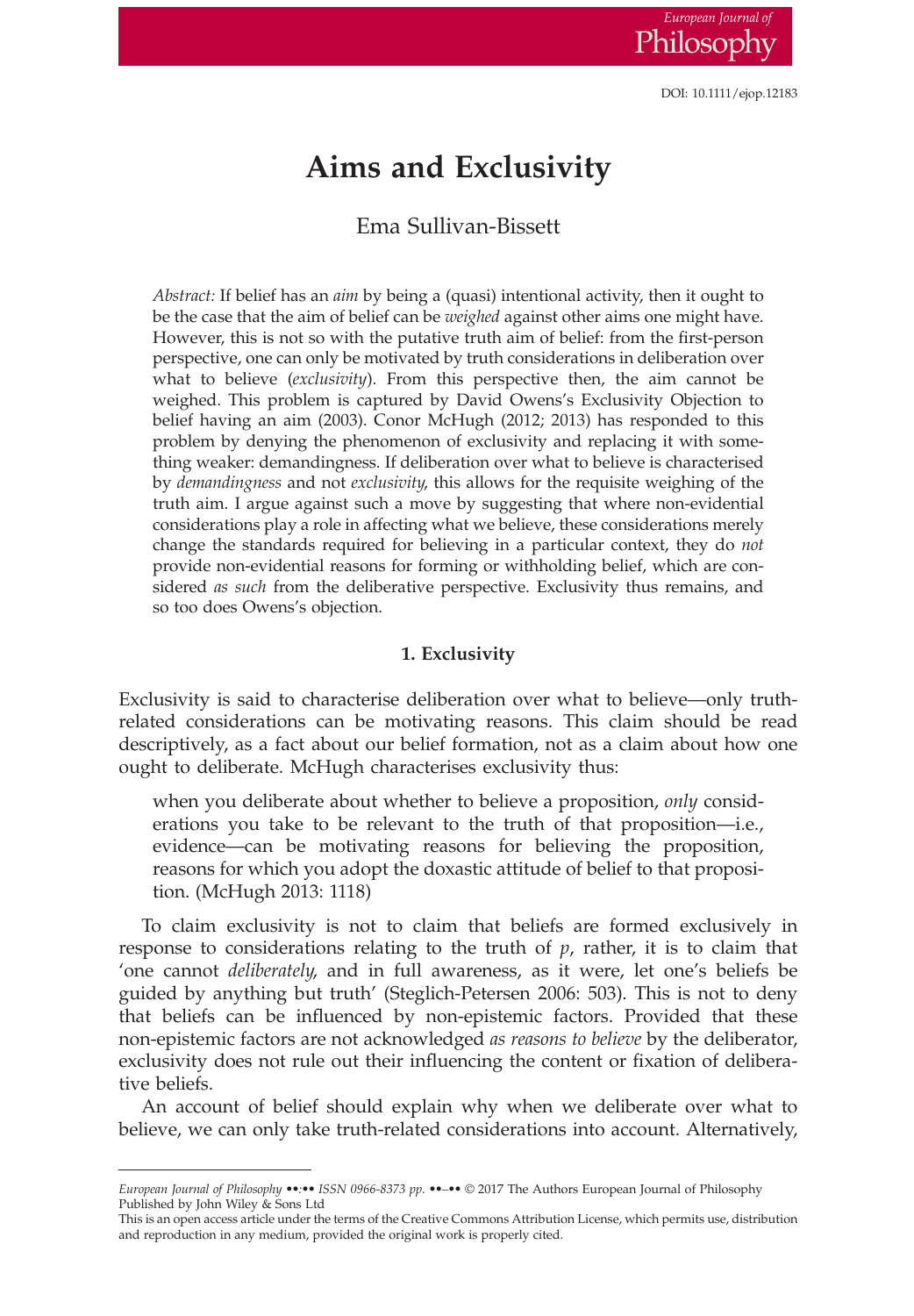# Aims and Exclusivity

Ema Sullivan-Bissett

*Abstract:* If belief has an *aim* by being a (quasi) intentional activity, then it ought to be the case that the aim of belief can be *weighed* against other aims one might have. However, this is not so with the putative truth aim of belief: from the first-person perspective, one can only be motivated by truth considerations in deliberation over what to believe (*exclusivity*). From this perspective then, the aim cannot be weighed. This problem is captured by David Owens's Exclusivity Objection to belief having an aim (2003). Conor McHugh (2012; 2013) has responded to this problem by denying the phenomenon of exclusivity and replacing it with something weaker: demandingness. If deliberation over what to believe is characterised by *demandingness* and not *exclusivity*, this allows for the requisite weighing of the truth aim. I argue against such a move by suggesting that where non-evidential considerations play a role in affecting what we believe, these considerations merely change the standards required for believing in a particular context, they do *not* provide non-evidential reasons for forming or withholding belief, which are considered *as such* from the deliberative perspective. Exclusivity thus remains, and so too does Owens's objection.

## 1. Exclusivity

Exclusivity is said to characterise deliberation over what to believe—only truth-related considerations can be motivating reasons. This claim should be read descriptively, as a fact about our belief formation, not as a claim about how one ought to deliberate. McHugh characterises exclusivity thus:

> when you deliberate about whether to believe a proposition, *only* considerations you take to be relevant to the truth of that proposition—i.e., evidence—can be motivating reasons for believing the proposition, reasons for which you adopt the doxastic attitude of belief to that proposition. (McHugh 2013: 1118)

To claim exclusivity is not to claim that beliefs are formed exclusively in response to considerations relating to the truth of *p*, rather, it is to claim that 'one cannot *deliberately*, and in full awareness, as it were, let one's beliefs be guided by anything but truth' (Steglich-Petersen 2006: 503). This is not to deny that beliefs can be influenced by non-epistemic factors. Provided that these non-epistemic factors are not acknowledged *as reasons to believe* by the deliberator, exclusivity does not rule out their influencing the content or fixation of deliberative beliefs.

An account of belief should explain why when we deliberate over what to believe, we can only take truth-related considerations into account. Alternatively,

This is an open access article under the terms of the Creative Commons Attribution License, which permits use, distribution and reproduction in any medium, provided the original work is properly cited.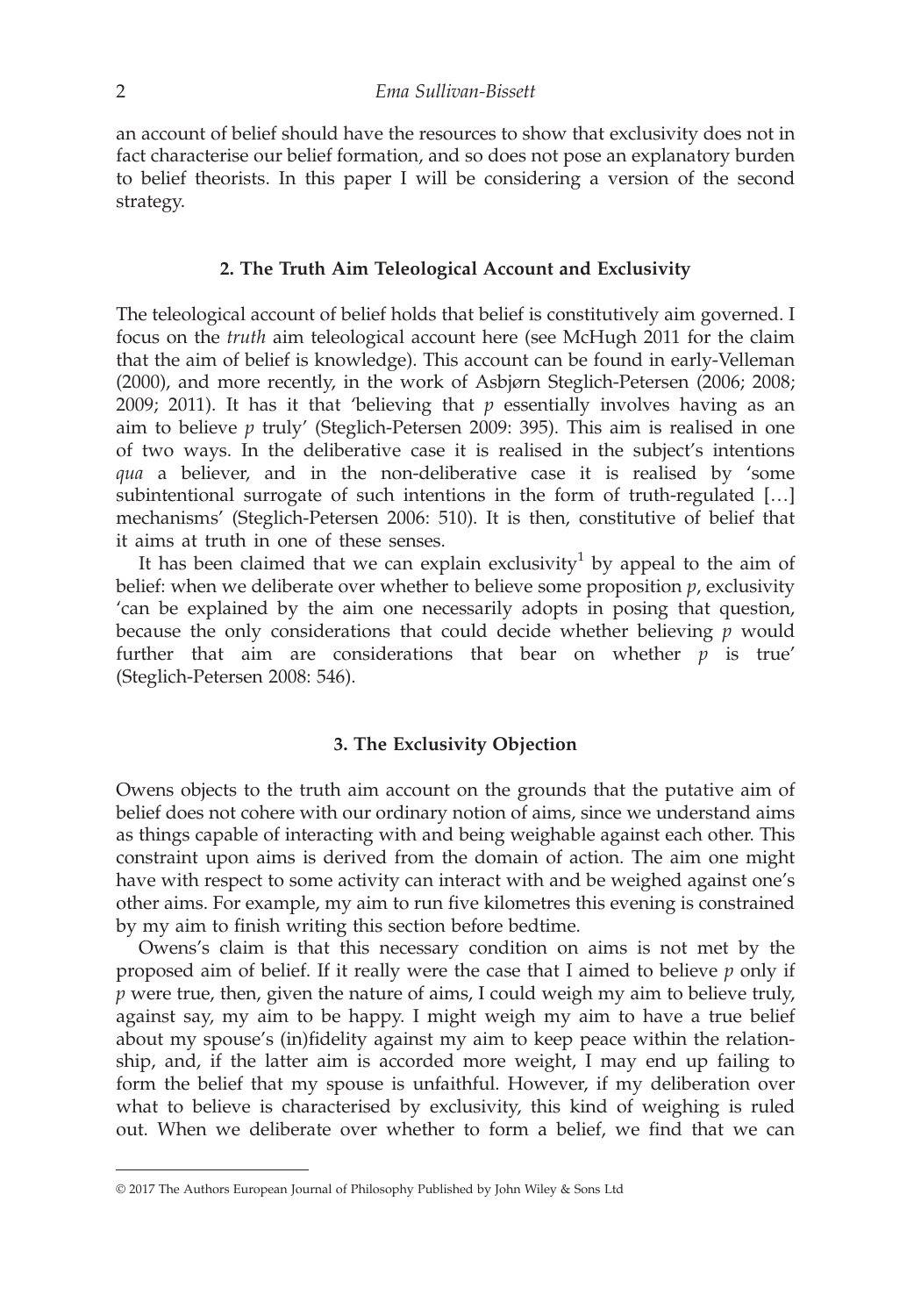an account of belief should have the resources to show that exclusivity does not in fact characterise our belief formation, and so does not pose an explanatory burden to belief theorists. In this paper I will be considering a version of the second strategy.

## 2. The Truth Aim Teleological Account and Exclusivity

The teleological account of belief holds that belief is constitutively aim governed. I focus on the *truth* aim teleological account here (see McHugh 2011 for the claim that the aim of belief is knowledge). This account can be found in early-Velleman (2000), and more recently, in the work of Asbjørn Steglich-Petersen (2006; 2008; 2009; 2011). It has it that 'believing that *p* essentially involves having as an aim to believe *p* truly' (Steglich-Petersen 2009: 395). This aim is realised in one of two ways. In the deliberative case it is realised in the subject's intentions *qua* a believer, and in the non-deliberative case it is realised by 'some subintentional surrogate of such intentions in the form of truth-regulated […] mechanisms' (Steglich-Petersen 2006: 510). It is then, constitutive of belief that it aims at truth in one of these senses.

It has been claimed that we can explain exclusivity[1] by appeal to the aim of belief: when we deliberate over whether to believe some proposition *p*, exclusivity 'can be explained by the aim one necessarily adopts in posing that question, because the only considerations that could decide whether believing *p* would further that aim are considerations that bear on whether *p* is true' (Steglich-Petersen 2008: 546).

## 3. The Exclusivity Objection

Owens objects to the truth aim account on the grounds that the putative aim of belief does not cohere with our ordinary notion of aims, since we understand aims as things capable of interacting with and being weighable against each other. This constraint upon aims is derived from the domain of action. The aim one might have with respect to some activity can interact with and be weighed against one's other aims. For example, my aim to run five kilometres this evening is constrained by my aim to finish writing this section before bedtime.

Owens's claim is that this necessary condition on aims is not met by the proposed aim of belief. If it really were the case that I aimed to believe *p* only if *p* were true, then, given the nature of aims, I could weigh my aim to believe truly, against say, my aim to be happy. I might weigh my aim to have a true belief about my spouse's (in)fidelity against my aim to keep peace within the relationship, and, if the latter aim is accorded more weight, I may end up failing to form the belief that my spouse is unfaithful. However, if my deliberation over what to believe is characterised by exclusivity, this kind of weighing is ruled out. When we deliberate over whether to form a belief, we find that we can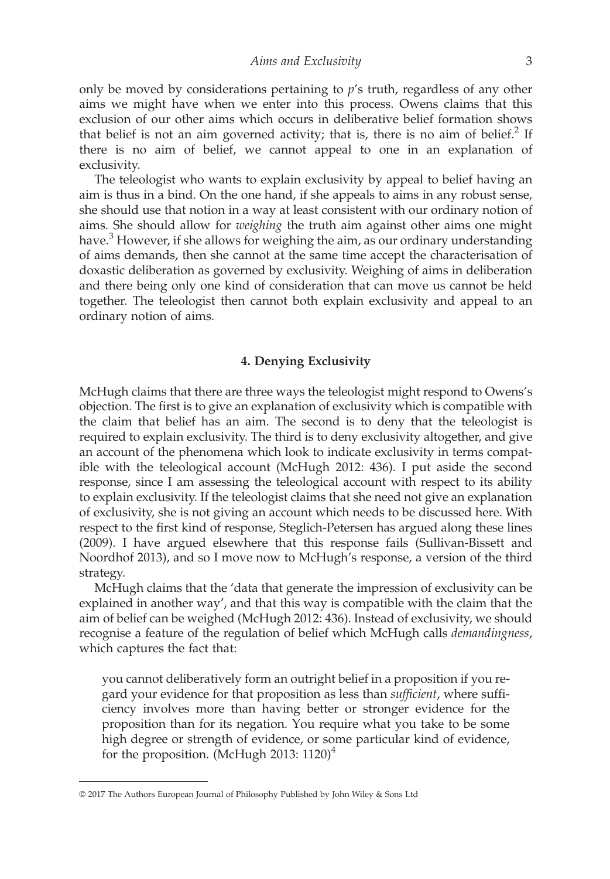only be moved by considerations pertaining to *p*'s truth, regardless of any other aims we might have when we enter into this process. Owens claims that this exclusion of our other aims which occurs in deliberative belief formation shows that belief is not an aim governed activity; that is, there is no aim of belief.[2] If there is no aim of belief, we cannot appeal to one in an explanation of exclusivity.

The teleologist who wants to explain exclusivity by appeal to belief having an aim is thus in a bind. On the one hand, if she appeals to aims in any robust sense, she should use that notion in a way at least consistent with our ordinary notion of aims. She should allow for *weighing* the truth aim against other aims one might have.[3] However, if she allows for weighing the aim, as our ordinary understanding of aims demands, then she cannot at the same time accept the characterisation of doxastic deliberation as governed by exclusivity. Weighing of aims in deliberation and there being only one kind of consideration that can move us cannot be held together. The teleologist then cannot both explain exclusivity and appeal to an ordinary notion of aims.

## 4. Denying Exclusivity

McHugh claims that there are three ways the teleologist might respond to Owens's objection. The first is to give an explanation of exclusivity which is compatible with the claim that belief has an aim. The second is to deny that the teleologist is required to explain exclusivity. The third is to deny exclusivity altogether, and give an account of the phenomena which look to indicate exclusivity in terms compatible with the teleological account (McHugh 2012: 436). I put aside the second response, since I am assessing the teleological account with respect to its ability to explain exclusivity. If the teleologist claims that she need not give an explanation of exclusivity, she is not giving an account which needs to be discussed here. With respect to the first kind of response, Steglich-Petersen has argued along these lines (2009). I have argued elsewhere that this response fails (Sullivan-Bissett and Noordhof 2013), and so I move now to McHugh's response, a version of the third strategy.

McHugh claims that the 'data that generate the impression of exclusivity can be explained in another way', and that this way is compatible with the claim that the aim of belief can be weighed (McHugh 2012: 436). Instead of exclusivity, we should recognise a feature of the regulation of belief which McHugh calls *demandingness*, which captures the fact that:

> you cannot deliberatively form an outright belief in a proposition if you regard your evidence for that proposition as less than *sufficient*, where sufficiency involves more than having better or stronger evidence for the proposition than for its negation. You require what you take to be some high degree or strength of evidence, or some particular kind of evidence, for the proposition. (McHugh 2013: 1120)[4]

© 2017 The Authors European Journal of Philosophy Published by John Wiley & Sons Ltd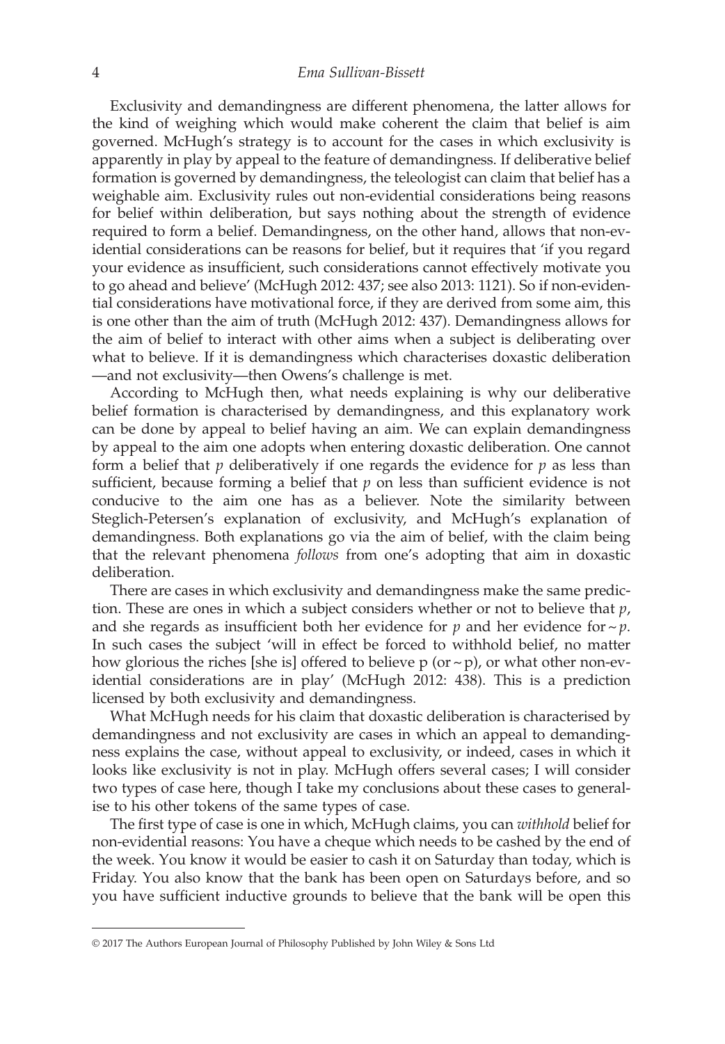Exclusivity and demandingness are different phenomena, the latter allows for the kind of weighing which would make coherent the claim that belief is aim governed. McHugh's strategy is to account for the cases in which exclusivity is apparently in play by appeal to the feature of demandingness. If deliberative belief formation is governed by demandingness, the teleologist can claim that belief has a weighable aim. Exclusivity rules out non-evidential considerations being reasons for belief within deliberation, but says nothing about the strength of evidence required to form a belief. Demandingness, on the other hand, allows that non-evidential considerations can be reasons for belief, but it requires that 'if you regard your evidence as insufficient, such considerations cannot effectively motivate you to go ahead and believe' (McHugh 2012: 437; see also 2013: 1121). So if non-evidential considerations have motivational force, if they are derived from some aim, this is one other than the aim of truth (McHugh 2012: 437). Demandingness allows for the aim of belief to interact with other aims when a subject is deliberating over what to believe. If it is demandingness which characterises doxastic deliberation —and not exclusivity—then Owens's challenge is met.

According to McHugh then, what needs explaining is why our deliberative belief formation is characterised by demandingness, and this explanatory work can be done by appeal to belief having an aim. We can explain demandingness by appeal to the aim one adopts when entering doxastic deliberation. One cannot form a belief that *p* deliberatively if one regards the evidence for *p* as less than sufficient, because forming a belief that *p* on less than sufficient evidence is not conducive to the aim one has as a believer. Note the similarity between Steglich-Petersen's explanation of exclusivity, and McHugh's explanation of demandingness. Both explanations go via the aim of belief, with the claim being that the relevant phenomena *follows* from one's adopting that aim in doxastic deliberation.

There are cases in which exclusivity and demandingness make the same prediction. These are ones in which a subject considers whether or not to believe that *p*, and she regards as insufficient both her evidence for *p* and her evidence for ~*p*. In such cases the subject 'will in effect be forced to withhold belief, no matter how glorious the riches [she is] offered to believe p (or ~p), or what other non-evidential considerations are in play' (McHugh 2012: 438). This is a prediction licensed by both exclusivity and demandingness.

What McHugh needs for his claim that doxastic deliberation is characterised by demandingness and not exclusivity are cases in which an appeal to demandingness explains the case, without appeal to exclusivity, or indeed, cases in which it looks like exclusivity is not in play. McHugh offers several cases; I will consider two types of case here, though I take my conclusions about these cases to generalise to his other tokens of the same types of case.

The first type of case is one in which, McHugh claims, you can *withhold* belief for non-evidential reasons: You have a cheque which needs to be cashed by the end of the week. You know it would be easier to cash it on Saturday than today, which is Friday. You also know that the bank has been open on Saturdays before, and so you have sufficient inductive grounds to believe that the bank will be open this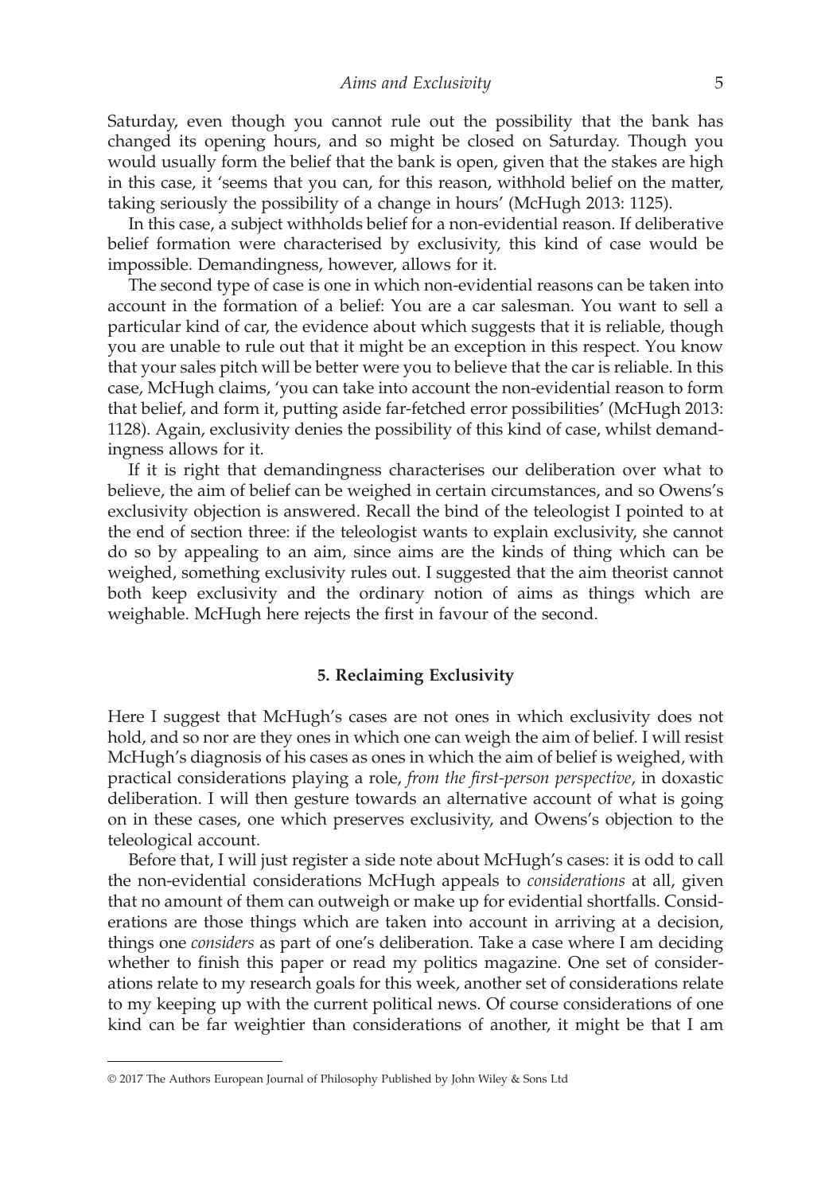Saturday, even though you cannot rule out the possibility that the bank has changed its opening hours, and so might be closed on Saturday. Though you would usually form the belief that the bank is open, given that the stakes are high in this case, it 'seems that you can, for this reason, withhold belief on the matter, taking seriously the possibility of a change in hours' (McHugh 2013: 1125).

In this case, a subject withholds belief for a non-evidential reason. If deliberative belief formation were characterised by exclusivity, this kind of case would be impossible. Demandingness, however, allows for it.

The second type of case is one in which non-evidential reasons can be taken into account in the formation of a belief: You are a car salesman. You want to sell a particular kind of car, the evidence about which suggests that it is reliable, though you are unable to rule out that it might be an exception in this respect. You know that your sales pitch will be better were you to believe that the car is reliable. In this case, McHugh claims, 'you can take into account the non-evidential reason to form that belief, and form it, putting aside far-fetched error possibilities' (McHugh 2013: 1128). Again, exclusivity denies the possibility of this kind of case, whilst demandingness allows for it.

If it is right that demandingness characterises our deliberation over what to believe, the aim of belief can be weighed in certain circumstances, and so Owens's exclusivity objection is answered. Recall the bind of the teleologist I pointed to at the end of section three: if the teleologist wants to explain exclusivity, she cannot do so by appealing to an aim, since aims are the kinds of thing which can be weighed, something exclusivity rules out. I suggested that the aim theorist cannot both keep exclusivity and the ordinary notion of aims as things which are weighable. McHugh here rejects the first in favour of the second.

## 5. Reclaiming Exclusivity

Here I suggest that McHugh's cases are not ones in which exclusivity does not hold, and so nor are they ones in which one can weigh the aim of belief. I will resist McHugh's diagnosis of his cases as ones in which the aim of belief is weighed, with practical considerations playing a role, *from the first-person perspective*, in doxastic deliberation. I will then gesture towards an alternative account of what is going on in these cases, one which preserves exclusivity, and Owens's objection to the teleological account.

Before that, I will just register a side note about McHugh's cases: it is odd to call the non-evidential considerations McHugh appeals to *considerations* at all, given that no amount of them can outweigh or make up for evidential shortfalls. Considerations are those things which are taken into account in arriving at a decision, things one *considers* as part of one's deliberation. Take a case where I am deciding whether to finish this paper or read my politics magazine. One set of considerations relate to my research goals for this week, another set of considerations relate to my keeping up with the current political news. Of course considerations of one kind can be far weightier than considerations of another, it might be that I am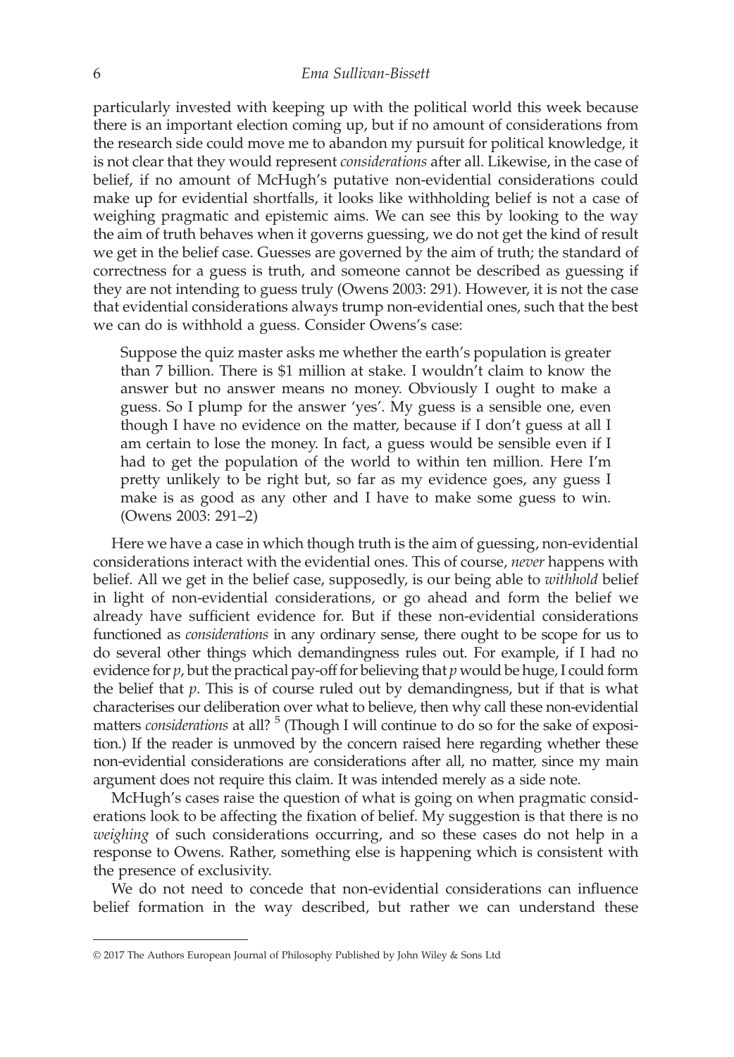particularly invested with keeping up with the political world this week because there is an important election coming up, but if no amount of considerations from the research side could move me to abandon my pursuit for political knowledge, it is not clear that they would represent *considerations* after all. Likewise, in the case of belief, if no amount of McHugh's putative non-evidential considerations could make up for evidential shortfalls, it looks like withholding belief is not a case of weighing pragmatic and epistemic aims. We can see this by looking to the way the aim of truth behaves when it governs guessing, we do not get the kind of result we get in the belief case. Guesses are governed by the aim of truth; the standard of correctness for a guess is truth, and someone cannot be described as guessing if they are not intending to guess truly (Owens 2003: 291). However, it is not the case that evidential considerations always trump non-evidential ones, such that the best we can do is withhold a guess. Consider Owens's case:

> Suppose the quiz master asks me whether the earth's population is greater than 7 billion. There is $1 million at stake. I wouldn't claim to know the answer but no answer means no money. Obviously I ought to make a guess. So I plump for the answer 'yes'. My guess is a sensible one, even though I have no evidence on the matter, because if I don't guess at all I am certain to lose the money. In fact, a guess would be sensible even if I had to get the population of the world to within ten million. Here I'm pretty unlikely to be right but, so far as my evidence goes, any guess I make is as good as any other and I have to make some guess to win. (Owens 2003: 291–2)

Here we have a case in which though truth is the aim of guessing, non-evidential considerations interact with the evidential ones. This of course, *never* happens with belief. All we get in the belief case, supposedly, is our being able to *withhold* belief in light of non-evidential considerations, or go ahead and form the belief we already have sufficient evidence for. But if these non-evidential considerations functioned as *considerations* in any ordinary sense, there ought to be scope for us to do several other things which demandingness rules out. For example, if I had no evidence for *p*, but the practical pay-off for believing that *p* would be huge, I could form the belief that *p*. This is of course ruled out by demandingness, but if that is what characterises our deliberation over what to believe, then why call these non-evidential matters *considerations* at all? [5] (Though I will continue to do so for the sake of exposition.) If the reader is unmoved by the concern raised here regarding whether these non-evidential considerations are considerations after all, no matter, since my main argument does not require this claim. It was intended merely as a side note.

McHugh's cases raise the question of what is going on when pragmatic considerations look to be affecting the fixation of belief. My suggestion is that there is no *weighing* of such considerations occurring, and so these cases do not help in a response to Owens. Rather, something else is happening which is consistent with the presence of exclusivity.

We do not need to concede that non-evidential considerations can influence belief formation in the way described, but rather we can understand these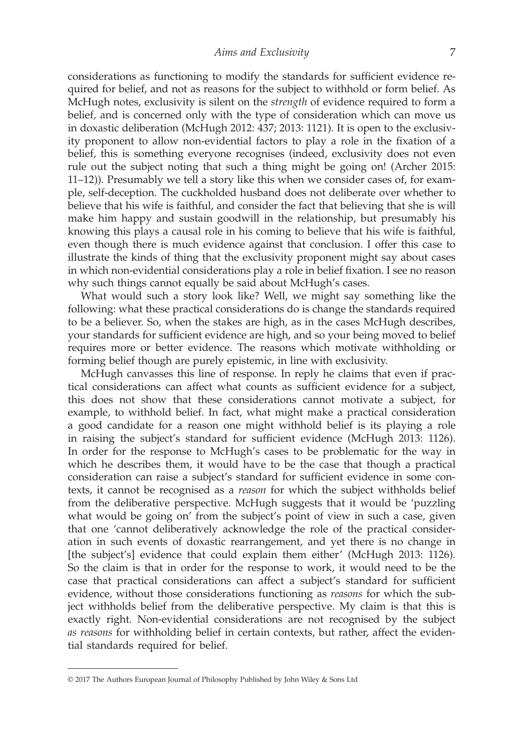considerations as functioning to modify the standards for sufficient evidence required for belief, and not as reasons for the subject to withhold or form belief. As McHugh notes, exclusivity is silent on the *strength* of evidence required to form a belief, and is concerned only with the type of consideration which can move us in doxastic deliberation (McHugh 2012: 437; 2013: 1121). It is open to the exclusivity proponent to allow non-evidential factors to play a role in the fixation of a belief, this is something everyone recognises (indeed, exclusivity does not even rule out the subject noting that such a thing might be going on! (Archer 2015: 11–12)). Presumably we tell a story like this when we consider cases of, for example, self-deception. The cuckholded husband does not deliberate over whether to believe that his wife is faithful, and consider the fact that believing that she is will make him happy and sustain goodwill in the relationship, but presumably his knowing this plays a causal role in his coming to believe that his wife is faithful, even though there is much evidence against that conclusion. I offer this case to illustrate the kinds of thing that the exclusivity proponent might say about cases in which non-evidential considerations play a role in belief fixation. I see no reason why such things cannot equally be said about McHugh's cases.

What would such a story look like? Well, we might say something like the following: what these practical considerations do is change the standards required to be a believer. So, when the stakes are high, as in the cases McHugh describes, your standards for sufficient evidence are high, and so your being moved to belief requires more or better evidence. The reasons which motivate withholding or forming belief though are purely epistemic, in line with exclusivity.

McHugh canvasses this line of response. In reply he claims that even if practical considerations can affect what counts as sufficient evidence for a subject, this does not show that these considerations cannot motivate a subject, for example, to withhold belief. In fact, what might make a practical consideration a good candidate for a reason one might withhold belief is its playing a role in raising the subject's standard for sufficient evidence (McHugh 2013: 1126). In order for the response to McHugh's cases to be problematic for the way in which he describes them, it would have to be the case that though a practical consideration can raise a subject's standard for sufficient evidence in some contexts, it cannot be recognised as a *reason* for which the subject withholds belief from the deliberative perspective. McHugh suggests that it would be 'puzzling what would be going on' from the subject's point of view in such a case, given that one 'cannot deliberatively acknowledge the role of the practical consideration in such events of doxastic rearrangement, and yet there is no change in [the subject's] evidence that could explain them either' (McHugh 2013: 1126). So the claim is that in order for the response to work, it would need to be the case that practical considerations can affect a subject's standard for sufficient evidence, without those considerations functioning as *reasons* for which the subject withholds belief from the deliberative perspective. My claim is that this is exactly right. Non-evidential considerations are not recognised by the subject *as reasons* for withholding belief in certain contexts, but rather, affect the evidential standards required for belief.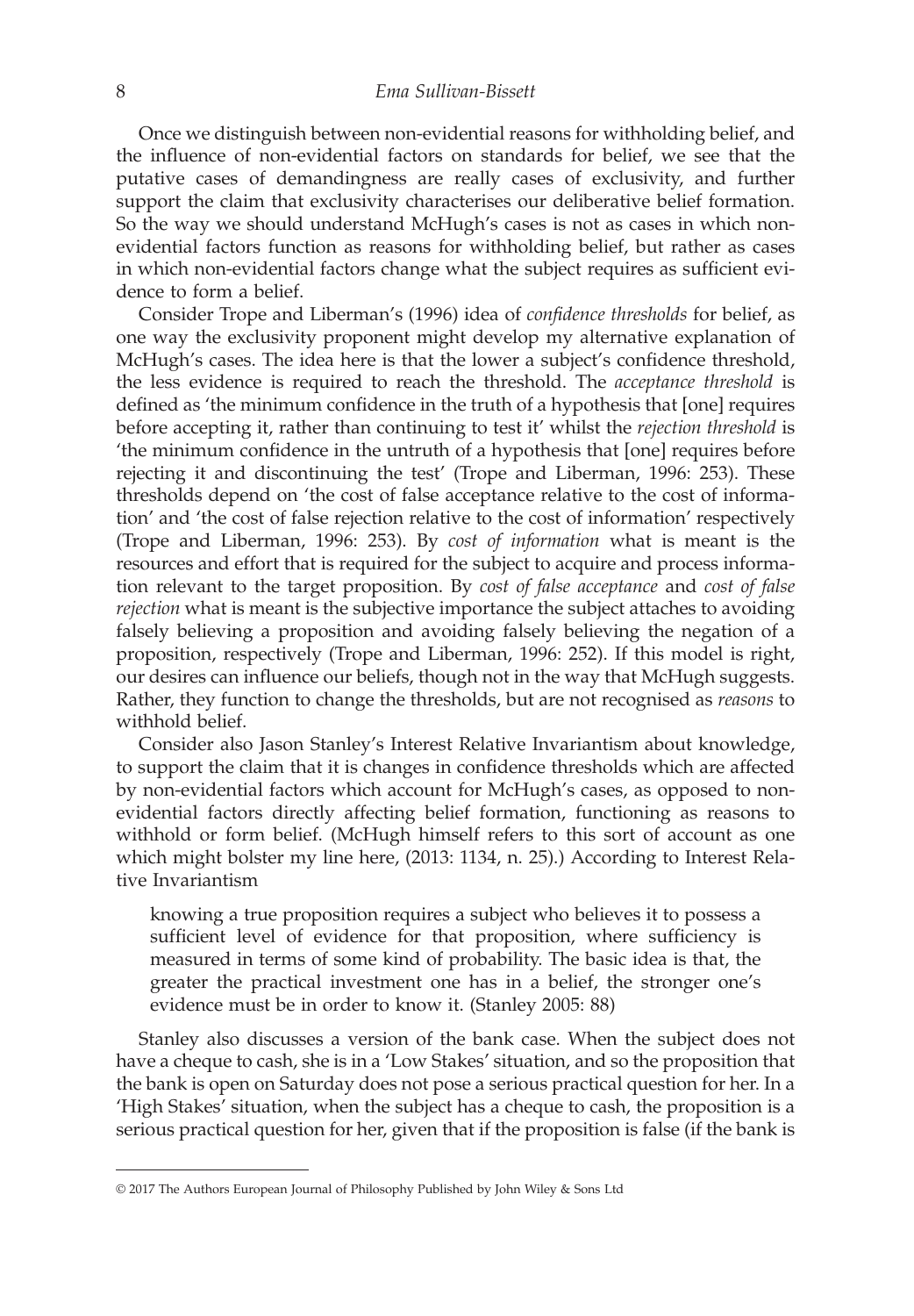Once we distinguish between non-evidential reasons for withholding belief, and the influence of non-evidential factors on standards for belief, we see that the putative cases of demandingness are really cases of exclusivity, and further support the claim that exclusivity characterises our deliberative belief formation. So the way we should understand McHugh's cases is not as cases in which non-evidential factors function as reasons for withholding belief, but rather as cases in which non-evidential factors change what the subject requires as sufficient evidence to form a belief.

Consider Trope and Liberman's (1996) idea of *confidence thresholds* for belief, as one way the exclusivity proponent might develop my alternative explanation of McHugh's cases. The idea here is that the lower a subject's confidence threshold, the less evidence is required to reach the threshold. The *acceptance threshold* is defined as 'the minimum confidence in the truth of a hypothesis that [one] requires before accepting it, rather than continuing to test it' whilst the *rejection threshold* is 'the minimum confidence in the untruth of a hypothesis that [one] requires before rejecting it and discontinuing the test' (Trope and Liberman, 1996: 253). These thresholds depend on 'the cost of false acceptance relative to the cost of information' and 'the cost of false rejection relative to the cost of information' respectively (Trope and Liberman, 1996: 253). By *cost of information* what is meant is the resources and effort that is required for the subject to acquire and process information relevant to the target proposition. By *cost of false acceptance* and *cost of false rejection* what is meant is the subjective importance the subject attaches to avoiding falsely believing a proposition and avoiding falsely believing the negation of a proposition, respectively (Trope and Liberman, 1996: 252). If this model is right, our desires can influence our beliefs, though not in the way that McHugh suggests. Rather, they function to change the thresholds, but are not recognised as *reasons* to withhold belief.

Consider also Jason Stanley's Interest Relative Invariantism about knowledge, to support the claim that it is changes in confidence thresholds which are affected by non-evidential factors which account for McHugh's cases, as opposed to non-evidential factors directly affecting belief formation, functioning as reasons to withhold or form belief. (McHugh himself refers to this sort of account as one which might bolster my line here, (2013: 1134, n. 25).) According to Interest Relative Invariantism

> knowing a true proposition requires a subject who believes it to possess a sufficient level of evidence for that proposition, where sufficiency is measured in terms of some kind of probability. The basic idea is that, the greater the practical investment one has in a belief, the stronger one's evidence must be in order to know it. (Stanley 2005: 88)

Stanley also discusses a version of the bank case. When the subject does not have a cheque to cash, she is in a 'Low Stakes' situation, and so the proposition that the bank is open on Saturday does not pose a serious practical question for her. In a 'High Stakes' situation, when the subject has a cheque to cash, the proposition is a serious practical question for her, given that if the proposition is false (if the bank is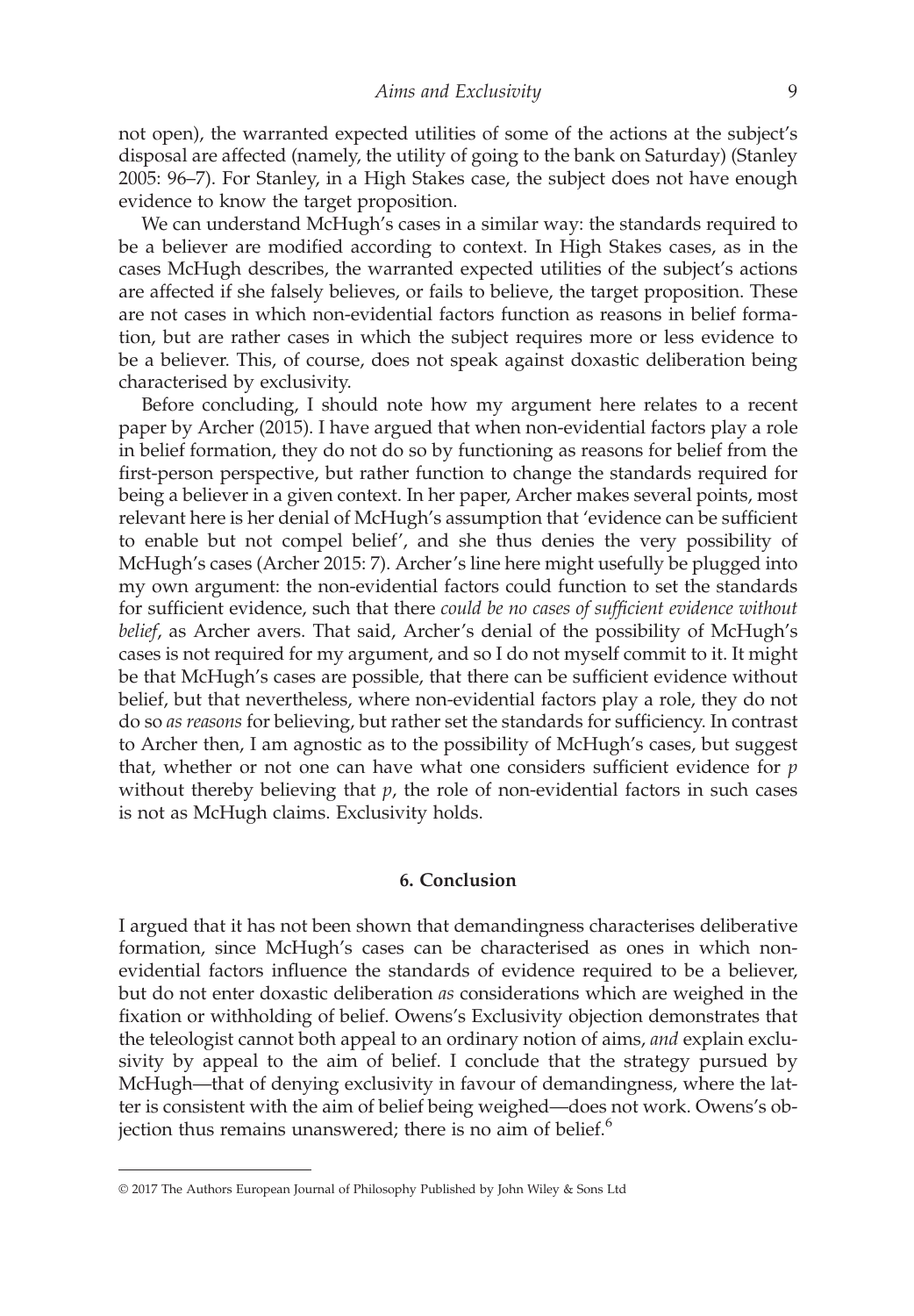not open), the warranted expected utilities of some of the actions at the subject's disposal are affected (namely, the utility of going to the bank on Saturday) (Stanley 2005: 96–7). For Stanley, in a High Stakes case, the subject does not have enough evidence to know the target proposition.

We can understand McHugh's cases in a similar way: the standards required to be a believer are modified according to context. In High Stakes cases, as in the cases McHugh describes, the warranted expected utilities of the subject's actions are affected if she falsely believes, or fails to believe, the target proposition. These are not cases in which non-evidential factors function as reasons in belief formation, but are rather cases in which the subject requires more or less evidence to be a believer. This, of course, does not speak against doxastic deliberation being characterised by exclusivity.

Before concluding, I should note how my argument here relates to a recent paper by Archer (2015). I have argued that when non-evidential factors play a role in belief formation, they do not do so by functioning as reasons for belief from the first-person perspective, but rather function to change the standards required for being a believer in a given context. In her paper, Archer makes several points, most relevant here is her denial of McHugh's assumption that 'evidence can be sufficient to enable but not compel belief', and she thus denies the very possibility of McHugh's cases (Archer 2015: 7). Archer's line here might usefully be plugged into my own argument: the non-evidential factors could function to set the standards for sufficient evidence, such that there *could be no cases of sufficient evidence without belief*, as Archer avers. That said, Archer's denial of the possibility of McHugh's cases is not required for my argument, and so I do not myself commit to it. It might be that McHugh's cases are possible, that there can be sufficient evidence without belief, but that nevertheless, where non-evidential factors play a role, they do not do so *as reasons* for believing, but rather set the standards for sufficiency. In contrast to Archer then, I am agnostic as to the possibility of McHugh's cases, but suggest that, whether or not one can have what one considers sufficient evidence for *p* without thereby believing that *p*, the role of non-evidential factors in such cases is not as McHugh claims. Exclusivity holds.

## 6. Conclusion

I argued that it has not been shown that demandingness characterises deliberative formation, since McHugh's cases can be characterised as ones in which non-evidential factors influence the standards of evidence required to be a believer, but do not enter doxastic deliberation *as* considerations which are weighed in the fixation or withholding of belief. Owens's Exclusivity objection demonstrates that the teleologist cannot both appeal to an ordinary notion of aims, *and* explain exclusivity by appeal to the aim of belief. I conclude that the strategy pursued by McHugh—that of denying exclusivity in favour of demandingness, where the latter is consistent with the aim of belief being weighed—does not work. Owens's objection thus remains unanswered; there is no aim of belief.[6]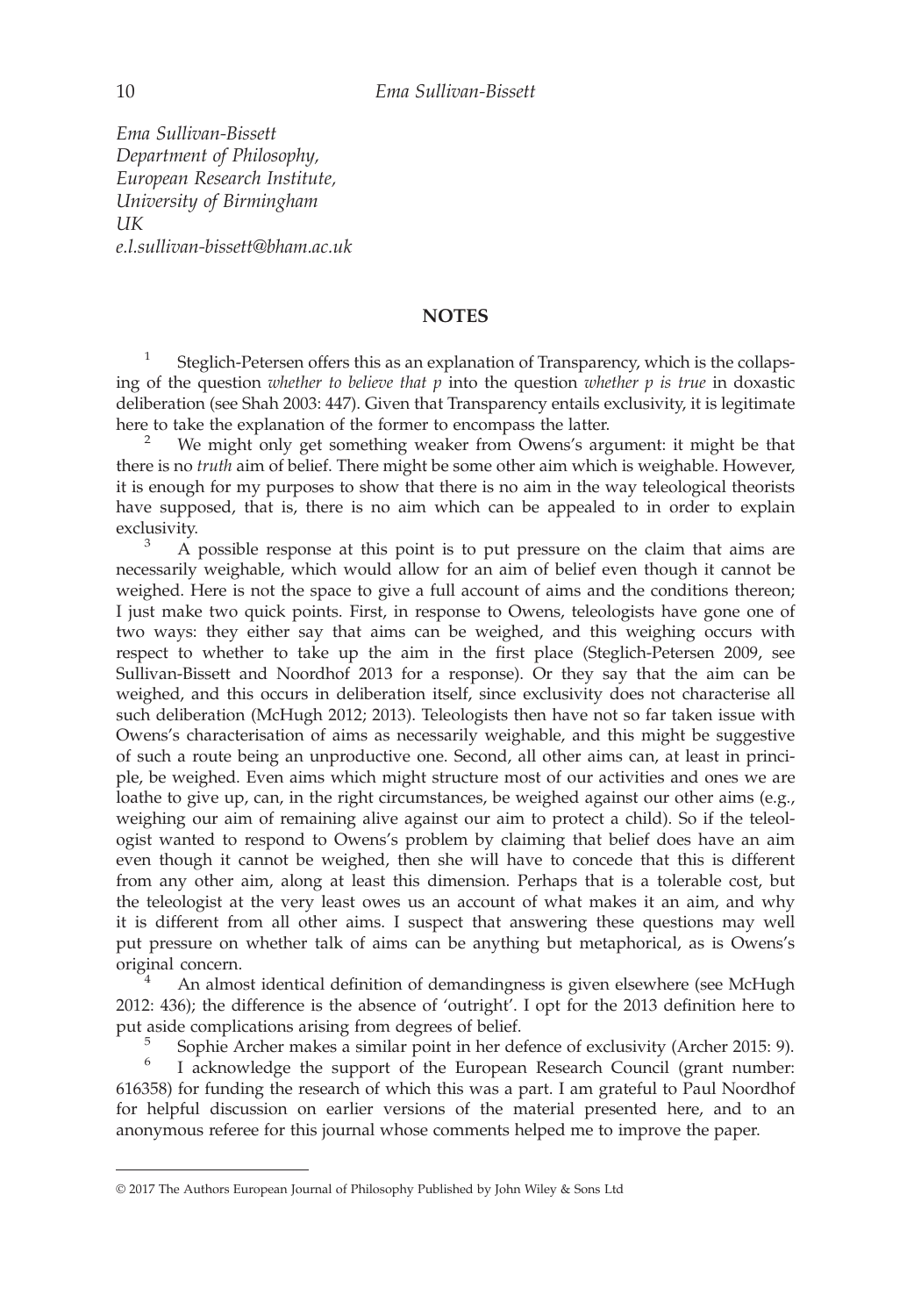*Ema Sullivan-Bissett*
*Department of Philosophy,*
*European Research Institute,*
*University of Birmingham*
*UK*
*e.l.sullivan-bissett@bham.ac.uk*

## NOTES

[1] Steglich-Petersen offers this as an explanation of Transparency, which is the collapsing of the question *whether to believe that p* into the question *whether p is true* in doxastic deliberation (see Shah 2003: 447). Given that Transparency entails exclusivity, it is legitimate here to take the explanation of the former to encompass the latter.

[2] We might only get something weaker from Owens's argument: it might be that there is no *truth* aim of belief. There might be some other aim which is weighable. However, it is enough for my purposes to show that there is no aim in the way teleological theorists have supposed, that is, there is no aim which can be appealed to in order to explain exclusivity.

[3] A possible response at this point is to put pressure on the claim that aims are necessarily weighable, which would allow for an aim of belief even though it cannot be weighed. Here is not the space to give a full account of aims and the conditions thereon; I just make two quick points. First, in response to Owens, teleologists have gone one of two ways: they either say that aims can be weighed, and this weighing occurs with respect to whether to take up the aim in the first place (Steglich-Petersen 2009, see Sullivan-Bissett and Noordhof 2013 for a response). Or they say that the aim can be weighed, and this occurs in deliberation itself, since exclusivity does not characterise all such deliberation (McHugh 2012; 2013). Teleologists then have not so far taken issue with Owens's characterisation of aims as necessarily weighable, and this might be suggestive of such a route being an unproductive one. Second, all other aims can, at least in principle, be weighed. Even aims which might structure most of our activities and ones we are loathe to give up, can, in the right circumstances, be weighed against our other aims (e.g., weighing our aim of remaining alive against our aim to protect a child). So if the teleologist wanted to respond to Owens's problem by claiming that belief does have an aim even though it cannot be weighed, then she will have to concede that this is different from any other aim, along at least this dimension. Perhaps that is a tolerable cost, but the teleologist at the very least owes us an account of what makes it an aim, and why it is different from all other aims. I suspect that answering these questions may well put pressure on whether talk of aims can be anything but metaphorical, as is Owens's original concern.

[4] An almost identical definition of demandingness is given elsewhere (see McHugh 2012: 436); the difference is the absence of 'outright'. I opt for the 2013 definition here to put aside complications arising from degrees of belief.

[5] Sophie Archer makes a similar point in her defence of exclusivity (Archer 2015: 9).

[6] I acknowledge the support of the European Research Council (grant number: 616358) for funding the research of which this was a part. I am grateful to Paul Noordhof for helpful discussion on earlier versions of the material presented here, and to an anonymous referee for this journal whose comments helped me to improve the paper.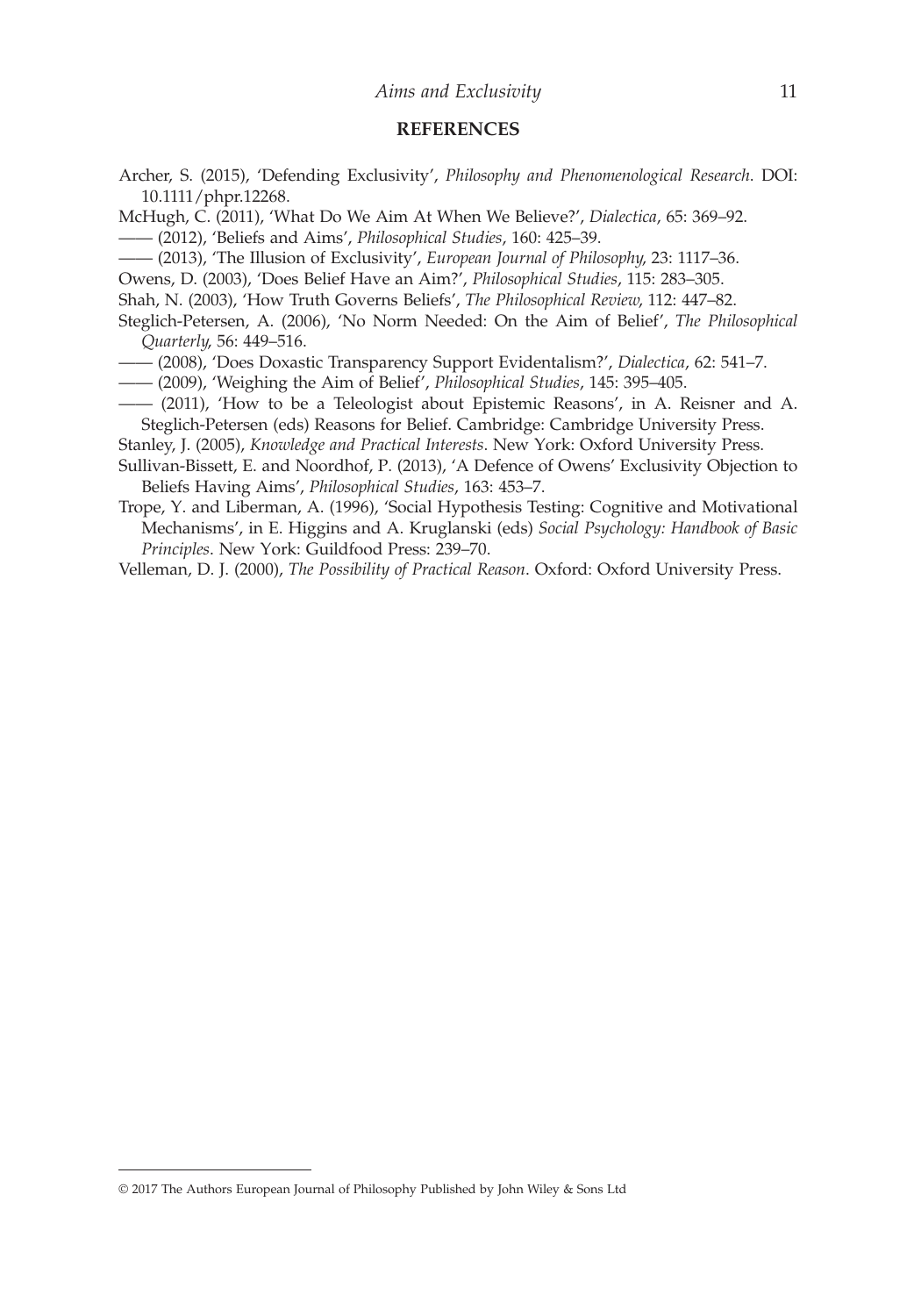## REFERENCES

Archer, S. (2015), 'Defending Exclusivity', *Philosophy and Phenomenological Research*. DOI: 10.1111/phpr.12268.

McHugh, C. (2011), 'What Do We Aim At When We Believe?', *Dialectica*, 65: 369–92.

—— (2012), 'Beliefs and Aims', *Philosophical Studies*, 160: 425–39.

—— (2013), 'The Illusion of Exclusivity', *European Journal of Philosophy*, 23: 1117–36.

Owens, D. (2003), 'Does Belief Have an Aim?', *Philosophical Studies*, 115: 283–305.

Shah, N. (2003), 'How Truth Governs Beliefs', *The Philosophical Review*, 112: 447–82.

Steglich-Petersen, A. (2006), 'No Norm Needed: On the Aim of Belief', *The Philosophical Quarterly*, 56: 449–516.

—— (2008), 'Does Doxastic Transparency Support Evidentalism?', *Dialectica*, 62: 541–7.

—— (2009), 'Weighing the Aim of Belief', *Philosophical Studies*, 145: 395–405.

—— (2011), 'How to be a Teleologist about Epistemic Reasons', in A. Reisner and A. Steglich-Petersen (eds) Reasons for Belief. Cambridge: Cambridge University Press.

Stanley, J. (2005), *Knowledge and Practical Interests*. New York: Oxford University Press.

Sullivan-Bissett, E. and Noordhof, P. (2013), 'A Defence of Owens' Exclusivity Objection to Beliefs Having Aims', *Philosophical Studies*, 163: 453–7.

Trope, Y. and Liberman, A. (1996), 'Social Hypothesis Testing: Cognitive and Motivational Mechanisms', in E. Higgins and A. Kruglanski (eds) *Social Psychology: Handbook of Basic Principles*. New York: Guildfood Press: 239–70.

Velleman, D. J. (2000), *The Possibility of Practical Reason*. Oxford: Oxford University Press.